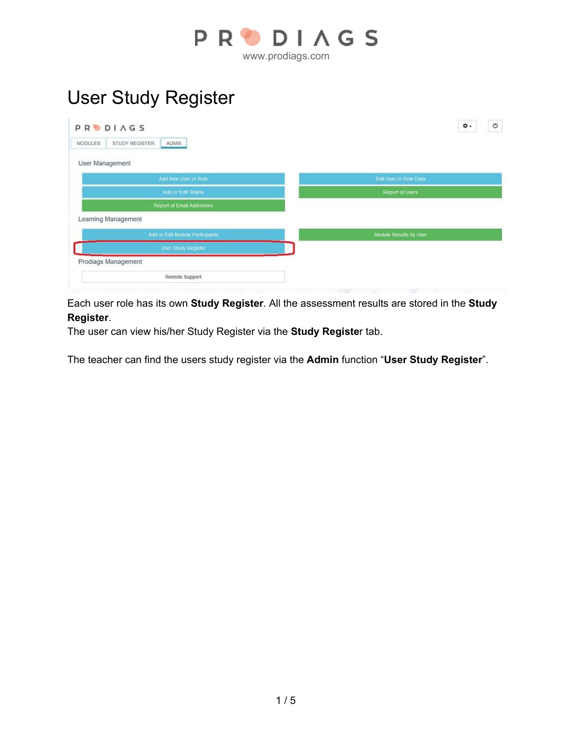# User Study Register

Each user role has its own **Study Register**. All the assessment results are stored in the **Study Register**.
The user can view his/her Study Register via the **Study Register** tab.

The teacher can find the users study register via the **Admin** function "**User Study Register**".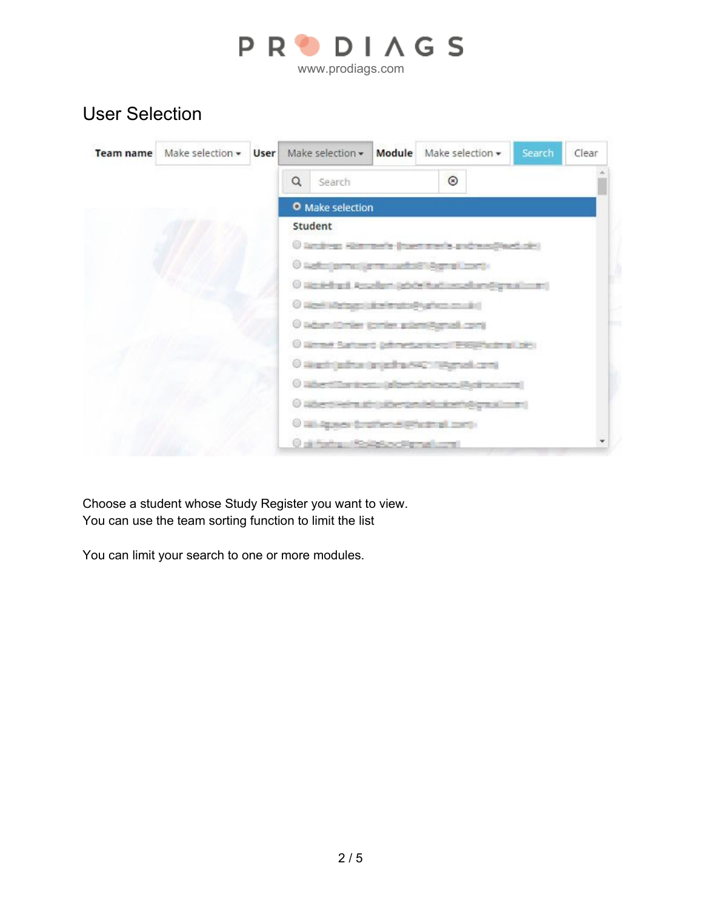# User Selection

Choose a student whose Study Register you want to view.
You can use the team sorting function to limit the list

You can limit your search to one or more modules.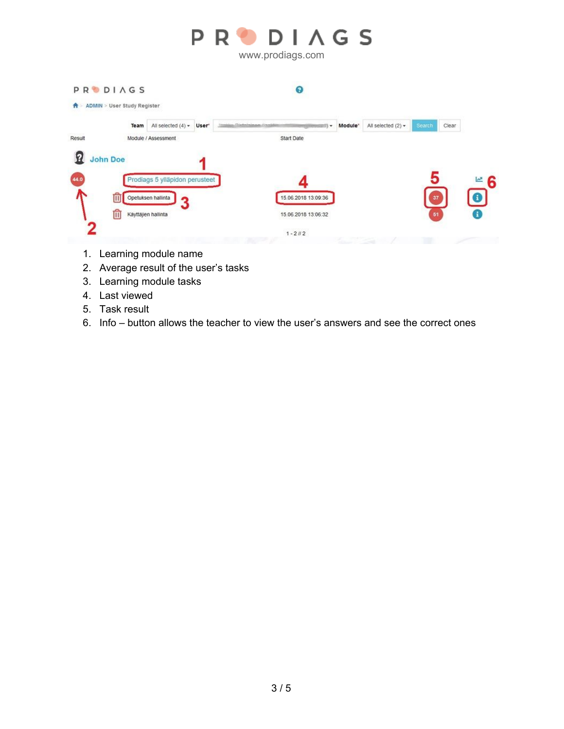1. Learning module name
2. Average result of the user's tasks
3. Learning module tasks
4. Last viewed
5. Task result
6. Info – button allows the teacher to view the user's answers and see the correct ones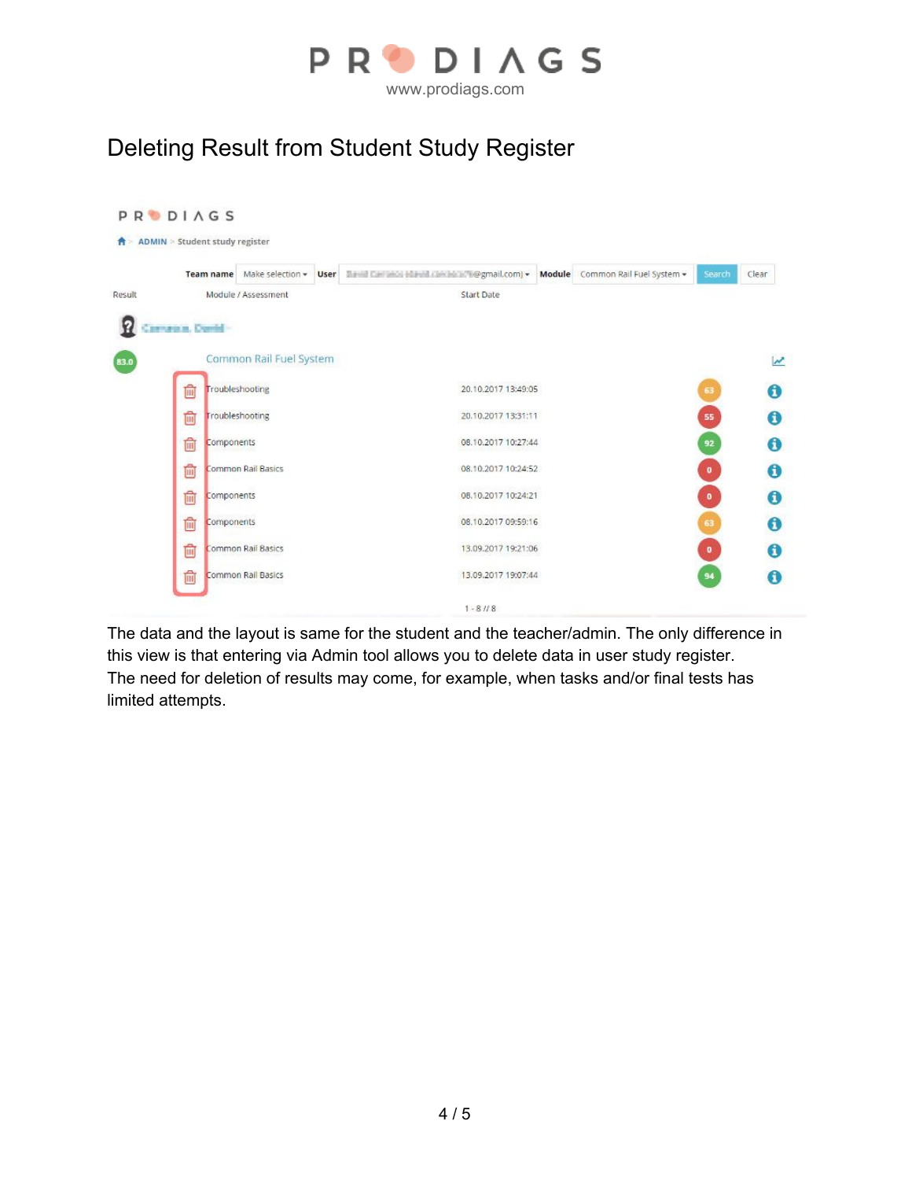# Deleting Result from Student Study Register

The data and the layout is same for the student and the teacher/admin. The only difference in this view is that entering via Admin tool allows you to delete data in user study register.
The need for deletion of results may come, for example, when tasks and/or final tests has limited attempts.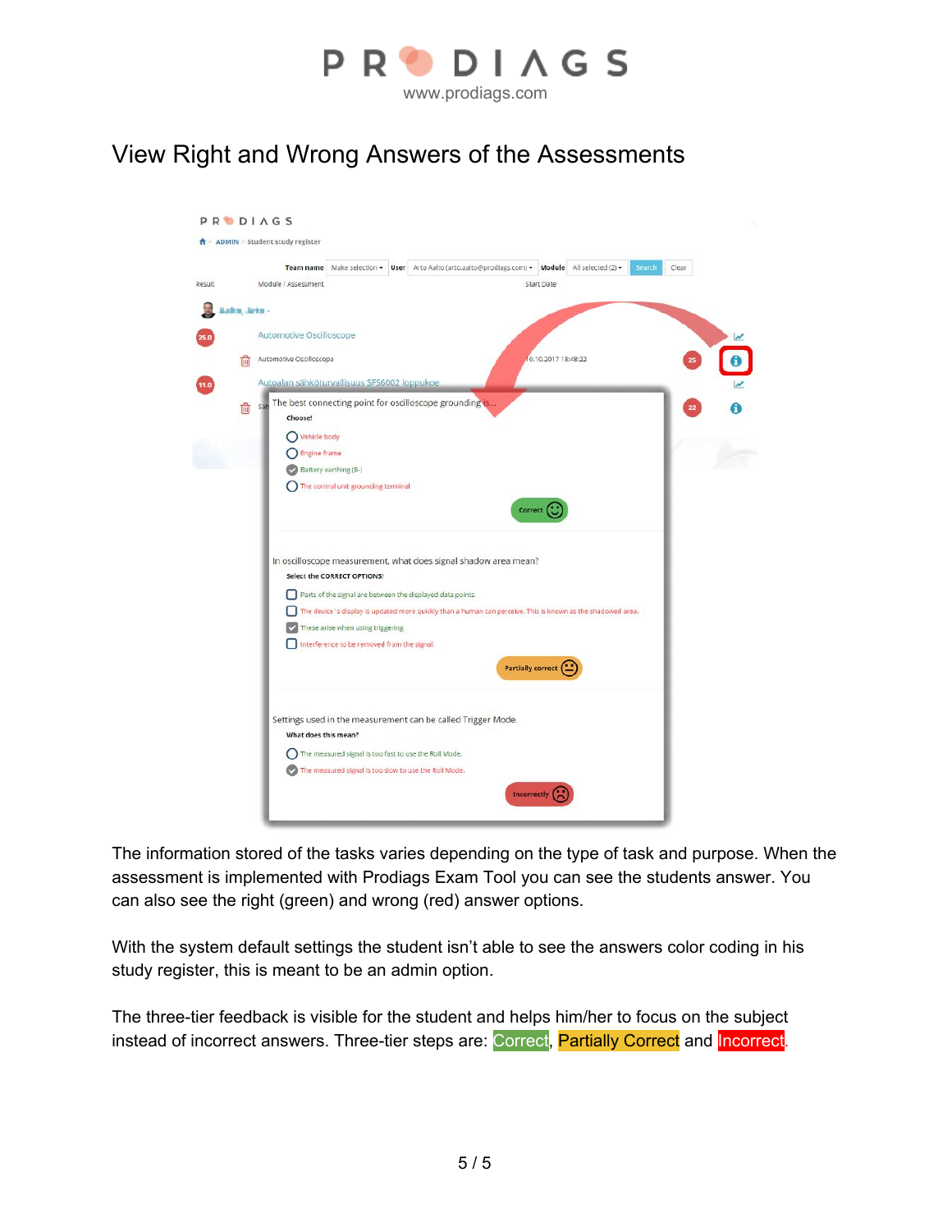# View Right and Wrong Answers of the Assessments

The information stored of the tasks varies depending on the type of task and purpose. When the assessment is implemented with Prodiags Exam Tool you can see the students answer. You can also see the right (green) and wrong (red) answer options.

With the system default settings the student isn't able to see the answers color coding in his study register, this is meant to be an admin option.

The three-tier feedback is visible for the student and helps him/her to focus on the subject instead of incorrect answers. Three-tier steps are: Correct, Partially Correct and Incorrect.